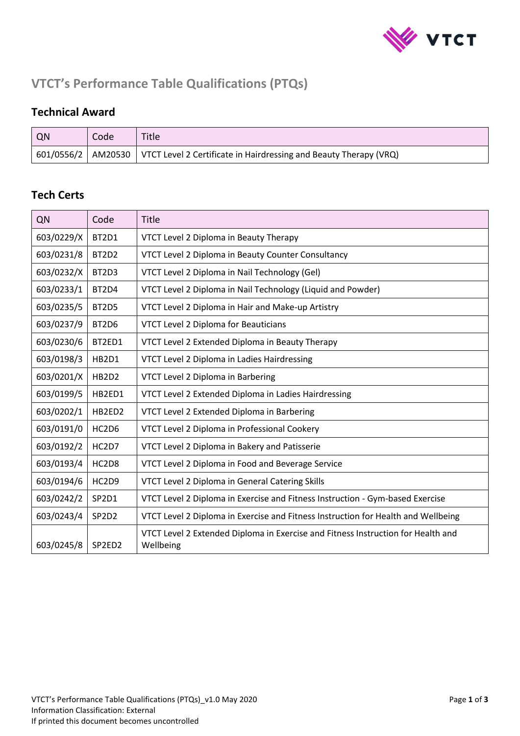# VTCT's Performance Table Qualifications (PTQs)

## Technical Award

| QN | Code | Title |
|---|---|---|
| 601/0556/2 | AM20530 | VTCT Level 2 Certificate in Hairdressing and Beauty Therapy (VRQ) |

## Tech Certs

| QN | Code | Title |
|---|---|---|
| 603/0229/X | BT2D1 | VTCT Level 2 Diploma in Beauty Therapy |
| 603/0231/8 | BT2D2 | VTCT Level 2 Diploma in Beauty Counter Consultancy |
| 603/0232/X | BT2D3 | VTCT Level 2 Diploma in Nail Technology (Gel) |
| 603/0233/1 | BT2D4 | VTCT Level 2 Diploma in Nail Technology (Liquid and Powder) |
| 603/0235/5 | BT2D5 | VTCT Level 2 Diploma in Hair and Make-up Artistry |
| 603/0237/9 | BT2D6 | VTCT Level 2 Diploma for Beauticians |
| 603/0230/6 | BT2ED1 | VTCT Level 2 Extended Diploma in Beauty Therapy |
| 603/0198/3 | HB2D1 | VTCT Level 2 Diploma in Ladies Hairdressing |
| 603/0201/X | HB2D2 | VTCT Level 2 Diploma in Barbering |
| 603/0199/5 | HB2ED1 | VTCT Level 2 Extended Diploma in Ladies Hairdressing |
| 603/0202/1 | HB2ED2 | VTCT Level 2 Extended Diploma in Barbering |
| 603/0191/0 | HC2D6 | VTCT Level 2 Diploma in Professional Cookery |
| 603/0192/2 | HC2D7 | VTCT Level 2 Diploma in Bakery and Patisserie |
| 603/0193/4 | HC2D8 | VTCT Level 2 Diploma in Food and Beverage Service |
| 603/0194/6 | HC2D9 | VTCT Level 2 Diploma in General Catering Skills |
| 603/0242/2 | SP2D1 | VTCT Level 2 Diploma in Exercise and Fitness Instruction - Gym-based Exercise |
| 603/0243/4 | SP2D2 | VTCT Level 2 Diploma in Exercise and Fitness Instruction for Health and Wellbeing |
| 603/0245/8 | SP2ED2 | VTCT Level 2 Extended Diploma in Exercise and Fitness Instruction for Health and Wellbeing |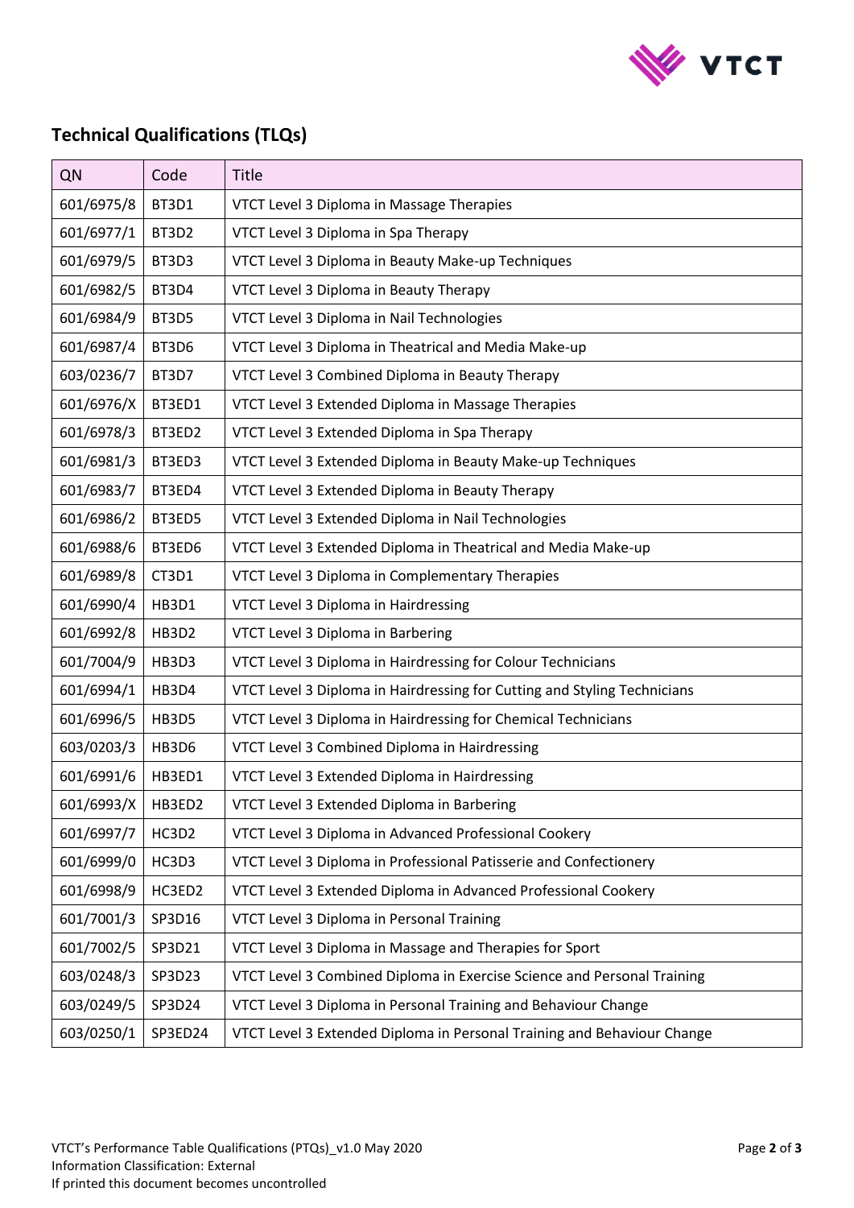## Technical Qualifications (TLQs)

| QN | Code | Title |
| --- | --- | --- |
| 601/6975/8 | BT3D1 | VTCT Level 3 Diploma in Massage Therapies |
| 601/6977/1 | BT3D2 | VTCT Level 3 Diploma in Spa Therapy |
| 601/6979/5 | BT3D3 | VTCT Level 3 Diploma in Beauty Make-up Techniques |
| 601/6982/5 | BT3D4 | VTCT Level 3 Diploma in Beauty Therapy |
| 601/6984/9 | BT3D5 | VTCT Level 3 Diploma in Nail Technologies |
| 601/6987/4 | BT3D6 | VTCT Level 3 Diploma in Theatrical and Media Make-up |
| 603/0236/7 | BT3D7 | VTCT Level 3 Combined Diploma in Beauty Therapy |
| 601/6976/X | BT3ED1 | VTCT Level 3 Extended Diploma in Massage Therapies |
| 601/6978/3 | BT3ED2 | VTCT Level 3 Extended Diploma in Spa Therapy |
| 601/6981/3 | BT3ED3 | VTCT Level 3 Extended Diploma in Beauty Make-up Techniques |
| 601/6983/7 | BT3ED4 | VTCT Level 3 Extended Diploma in Beauty Therapy |
| 601/6986/2 | BT3ED5 | VTCT Level 3 Extended Diploma in Nail Technologies |
| 601/6988/6 | BT3ED6 | VTCT Level 3 Extended Diploma in Theatrical and Media Make-up |
| 601/6989/8 | CT3D1 | VTCT Level 3 Diploma in Complementary Therapies |
| 601/6990/4 | HB3D1 | VTCT Level 3 Diploma in Hairdressing |
| 601/6992/8 | HB3D2 | VTCT Level 3 Diploma in Barbering |
| 601/7004/9 | HB3D3 | VTCT Level 3 Diploma in Hairdressing for Colour Technicians |
| 601/6994/1 | HB3D4 | VTCT Level 3 Diploma in Hairdressing for Cutting and Styling Technicians |
| 601/6996/5 | HB3D5 | VTCT Level 3 Diploma in Hairdressing for Chemical Technicians |
| 603/0203/3 | HB3D6 | VTCT Level 3 Combined Diploma in Hairdressing |
| 601/6991/6 | HB3ED1 | VTCT Level 3 Extended Diploma in Hairdressing |
| 601/6993/X | HB3ED2 | VTCT Level 3 Extended Diploma in Barbering |
| 601/6997/7 | HC3D2 | VTCT Level 3 Diploma in Advanced Professional Cookery |
| 601/6999/0 | HC3D3 | VTCT Level 3 Diploma in Professional Patisserie and Confectionery |
| 601/6998/9 | HC3ED2 | VTCT Level 3 Extended Diploma in Advanced Professional Cookery |
| 601/7001/3 | SP3D16 | VTCT Level 3 Diploma in Personal Training |
| 601/7002/5 | SP3D21 | VTCT Level 3 Diploma in Massage and Therapies for Sport |
| 603/0248/3 | SP3D23 | VTCT Level 3 Combined Diploma in Exercise Science and Personal Training |
| 603/0249/5 | SP3D24 | VTCT Level 3 Diploma in Personal Training and Behaviour Change |
| 603/0250/1 | SP3ED24 | VTCT Level 3 Extended Diploma in Personal Training and Behaviour Change |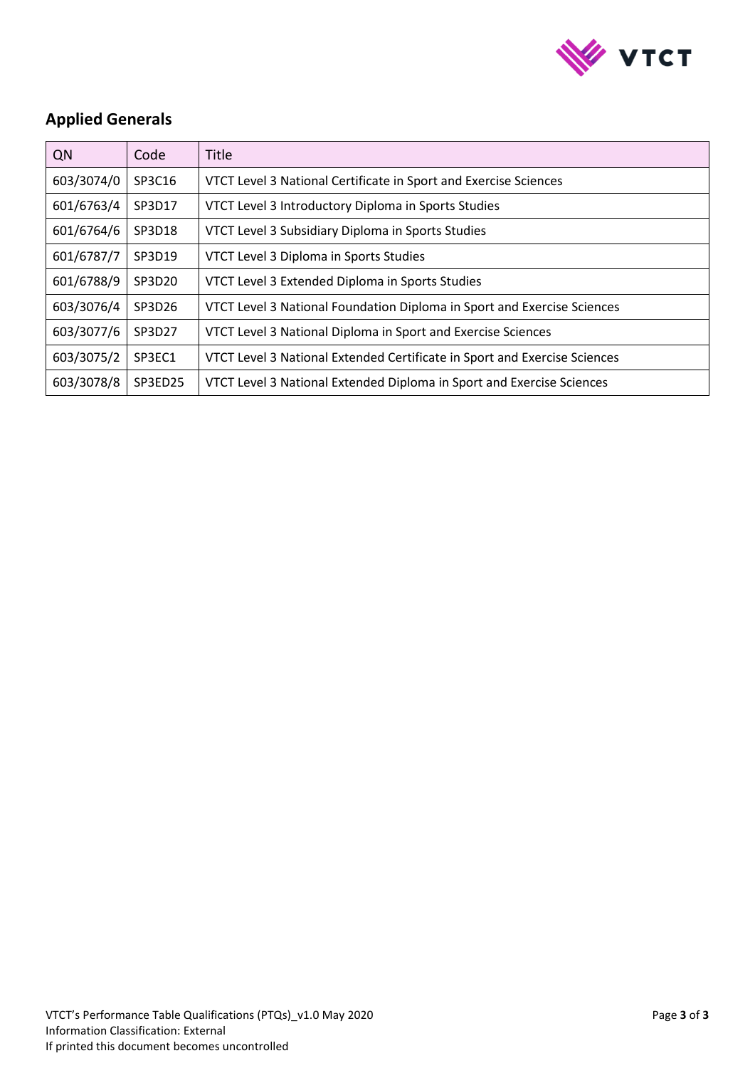## Applied Generals

| QN | Code | Title |
|---|---|---|
| 603/3074/0 | SP3C16 | VTCT Level 3 National Certificate in Sport and Exercise Sciences |
| 601/6763/4 | SP3D17 | VTCT Level 3 Introductory Diploma in Sports Studies |
| 601/6764/6 | SP3D18 | VTCT Level 3 Subsidiary Diploma in Sports Studies |
| 601/6787/7 | SP3D19 | VTCT Level 3 Diploma in Sports Studies |
| 601/6788/9 | SP3D20 | VTCT Level 3 Extended Diploma in Sports Studies |
| 603/3076/4 | SP3D26 | VTCT Level 3 National Foundation Diploma in Sport and Exercise Sciences |
| 603/3077/6 | SP3D27 | VTCT Level 3 National Diploma in Sport and Exercise Sciences |
| 603/3075/2 | SP3EC1 | VTCT Level 3 National Extended Certificate in Sport and Exercise Sciences |
| 603/3078/8 | SP3ED25 | VTCT Level 3 National Extended Diploma in Sport and Exercise Sciences |